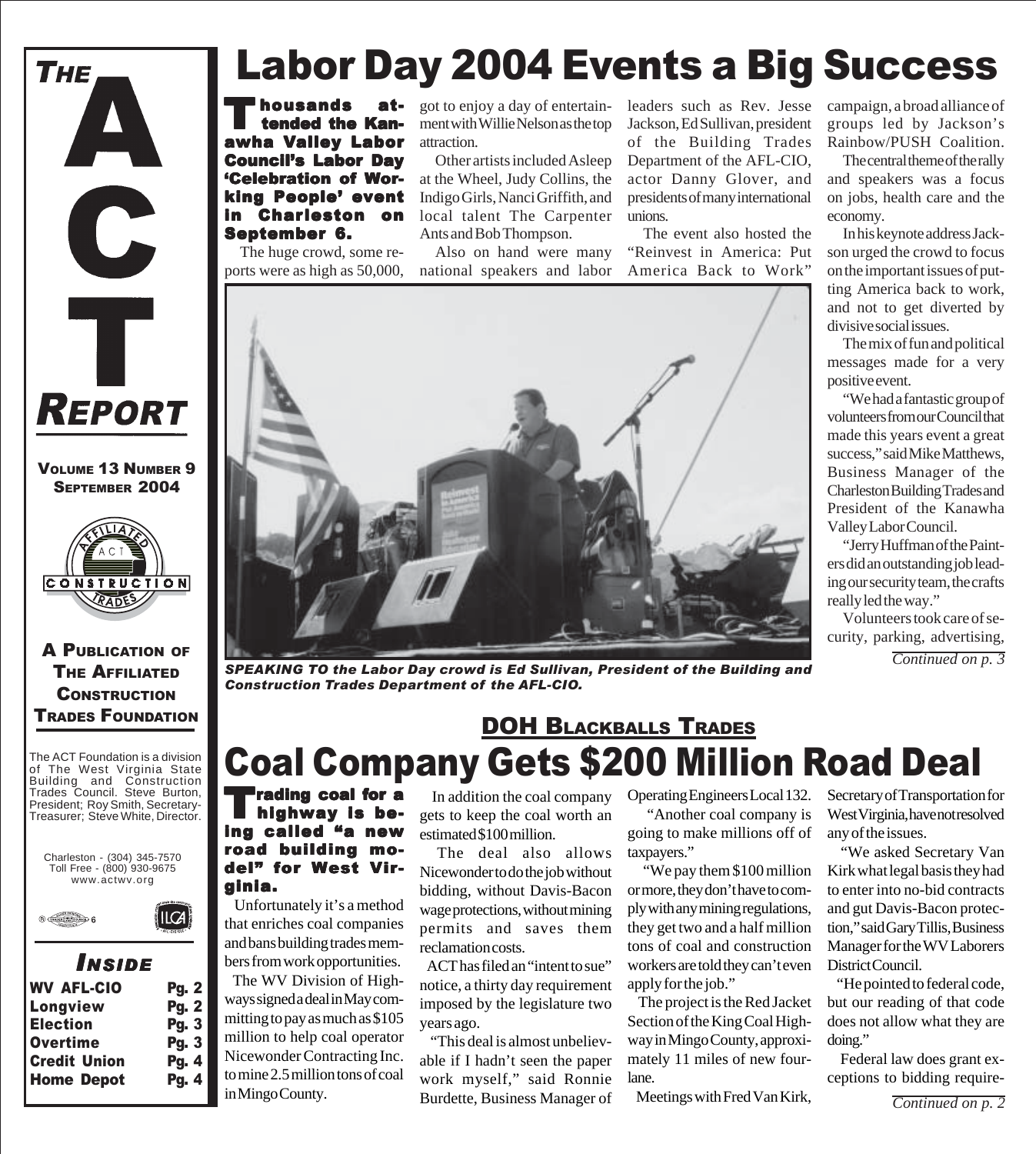# THE ACT REPORT

**VOLUME 13 NUMBER 9**
**SEPTEMBER 2004**

**A PUBLICATION OF THE AFFILIATED CONSTRUCTION TRADES FOUNDATION**

The ACT Foundation is a division of The West Virginia State Building and Construction Trades Council. Steve Burton, President; Roy Smith, Secretary-Treasurer; Steve White, Director.

Charleston - (304) 345-7570
Toll Free - (800) 930-9675
www.actwv.org

## INSIDE

| | |
|---|---|
| WV AFL-CIO | Pg. 2 |
| Longview | Pg. 2 |
| Election | Pg. 3 |
| Overtime | Pg. 3 |
| Credit Union | Pg. 4 |
| Home Depot | Pg. 4 |

# Labor Day 2004 Events a Big Success

**Thousands attended the Kanawha Valley Labor Council's Labor Day 'Celebration of Working People' event in Charleston on September 6.**

The huge crowd, some reports were as high as 50,000, got to enjoy a day of entertainment with Willie Nelson as the top attraction.

Other artists included Asleep at the Wheel, Judy Collins, the Indigo Girls, Nanci Griffith, and local talent The Carpenter Ants and Bob Thompson.

Also on hand were many national speakers and labor leaders such as Rev. Jesse Jackson, Ed Sullivan, president of the Building Trades Department of the AFL-CIO, actor Danny Glover, and presidents of many international unions.

The event also hosted the "Reinvest in America: Put America Back to Work" campaign, a broad alliance of groups led by Jackson's Rainbow/PUSH Coalition.

The central theme of the rally and speakers was a focus on jobs, health care and the economy.

In his keynote address Jackson urged the crowd to focus on the important issues of putting America back to work, and not to get diverted by divisive social issues.

The mix of fun and political messages made for a very positive event.

"We had a fantastic group of volunteers from our Council that made this years event a great success," said Mike Matthews, Business Manager of the Charleston Building Trades and President of the Kanawha Valley Labor Council.

"Jerry Huffman of the Painters did an outstanding job leading our security team, the crafts really led the way."

Volunteers took care of security, parking, advertising,

*Continued on p. 3*

*SPEAKING TO the Labor Day crowd is Ed Sullivan, President of the Building and Construction Trades Department of the AFL-CIO.*

## DOH BLACKBALLS TRADES

# Coal Company Gets $200 Million Road Deal

**Trading coal for a highway is being called "a new road building model" for West Virginia.**

Unfortunately it's a method that enriches coal companies and bans building trades members from work opportunities.

The WV Division of Highways signed a deal in May committing to pay as much as $105 million to help coal operator Nicewonder Contracting Inc. to mine 2.5 million tons of coal in Mingo County.

In addition the coal company gets to keep the coal worth an estimated $100 million.

The deal also allows Nicewonder to do the job without bidding, without Davis-Bacon wage protections, without mining permits and saves them reclamation costs.

ACT has filed an "intent to sue" notice, a thirty day requirement imposed by the legislature two years ago.

"This deal is almost unbelievable if I hadn't seen the paper work myself," said Ronnie Burdette, Business Manager of Operating Engineers Local 132.

"Another coal company is going to make millions off of taxpayers."

"We pay them $100 million or more, they don't have to comply with any mining regulations, they get two and a half million tons of coal and construction workers are told they can't even apply for the job."

The project is the Red Jacket Section of the King Coal Highway in Mingo County, approximately 11 miles of new four-lane.

Meetings with Fred Van Kirk, Secretary of Transportation for West Virginia, have not resolved any of the issues.

"We asked Secretary Van Kirk what legal basis they had to enter into no-bid contracts and gut Davis-Bacon protection," said Gary Tillis, Business Manager for the WV Laborers District Council.

"He pointed to federal code, but our reading of that code does not allow what they are doing."

Federal law does grant exceptions to bidding require-

*Continued on p. 2*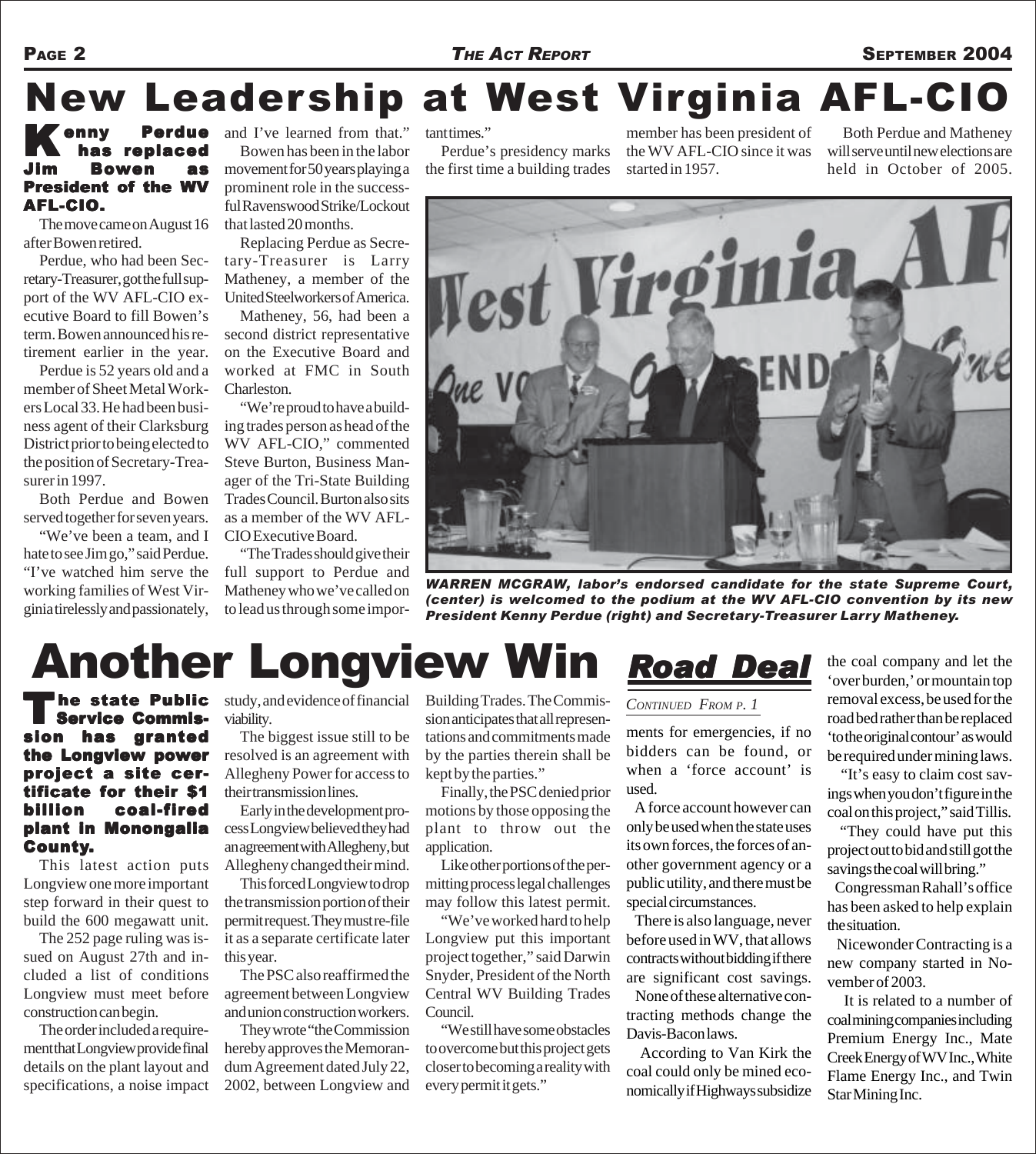# New Leadership at West Virginia AFL-CIO

**Kenny Perdue has replaced Jim Bowen as President of the WV AFL-CIO.**

The move came on August 16 after Bowen retired.

Perdue, who had been Secretary-Treasurer, got the full support of the WV AFL-CIO executive Board to fill Bowen's term. Bowen announced his retirement earlier in the year.

Perdue is 52 years old and a member of Sheet Metal Workers Local 33. He had been business agent of their Clarksburg District prior to being elected to the position of Secretary-Treasurer in 1997.

Both Perdue and Bowen served together for seven years.

"We've been a team, and I hate to see Jim go," said Perdue. "I've watched him serve the working families of West Virginia tirelessly and passionately, and I've learned from that."

Bowen has been in the labor movement for 50 years playing a prominent role in the successful Ravenswood Strike/Lockout that lasted 20 months.

Replacing Perdue as Secretary-Treasurer is Larry Matheney, a member of the United Steelworkers of America.

Matheney, 56, had been a second district representative on the Executive Board and worked at FMC in South Charleston.

"We're proud to have a building trades person as head of the WV AFL-CIO," commented Steve Burton, Business Manager of the Tri-State Building Trades Council. Burton also sits as a member of the WV AFL-CIO Executive Board.

"The Trades should give their full support to Perdue and Matheney who we've called on to lead us through some important times."

Perdue's presidency marks the first time a building trades member has been president of the WV AFL-CIO since it was started in 1957.

Both Perdue and Matheney will serve until new elections are held in October of 2005.

***WARREN MCGRAW, labor's endorsed candidate for the state Supreme Court, (center) is welcomed to the podium at the WV AFL-CIO convention by its new President Kenny Perdue (right) and Secretary-Treasurer Larry Matheney.***

# Another Longview Win

**The state Public Service Commission has granted the Longview power project a site certificate for their $1 billion coal-fired plant in Monongalia County.**

This latest action puts Longview one more important step forward in their quest to build the 600 megawatt unit.

The 252 page ruling was issued on August 27th and included a list of conditions Longview must meet before construction can begin.

The order included a requirement that Longview provide final details on the plant layout and specifications, a noise impact study, and evidence of financial viability.

The biggest issue still to be resolved is an agreement with Allegheny Power for access to their transmission lines.

Early in the development process Longview believed they had an agreement with Allegheny, but Allegheny changed their mind.

This forced Longview to drop the transmission portion of their permit request. They must re-file it as a separate certificate later this year.

The PSC also reaffirmed the agreement between Longview and union construction workers.

They wrote "the Commission hereby approves the Memorandum Agreement dated July 22, 2002, between Longview and Building Trades. The Commission anticipates that all representations and commitments made by the parties therein shall be kept by the parties."

Finally, the PSC denied prior motions by those opposing the plant to throw out the application.

Like other portions of the permitting process legal challenges may follow this latest permit.

"We've worked hard to help Longview put this important project together," said Darwin Snyder, President of the North Central WV Building Trades Council.

"We still have some obstacles to overcome but this project gets closer to becoming a reality with every permit it gets."

# Road Deal

*Continued From p. 1*

ments for emergencies, if no bidders can be found, or when a 'force account' is used.

A force account however can only be used when the state uses its own forces, the forces of another government agency or a public utility, and there must be special circumstances.

There is also language, never before used in WV, that allows contracts without bidding if there are significant cost savings.

None of these alternative contracting methods change the Davis-Bacon laws.

According to Van Kirk the coal could only be mined economically if Highways subsidize the coal company and let the 'over burden,' or mountain top removal excess, be used for the road bed rather than be replaced 'to the original contour' as would be required under mining laws.

"It's easy to claim cost savings when you don't figure in the coal on this project," said Tillis.

"They could have put this project out to bid and still got the savings the coal will bring."

Congressman Rahall's office has been asked to help explain the situation.

Nicewonder Contracting is a new company started in November of 2003.

It is related to a number of coal mining companies including Premium Energy Inc., Mate Creek Energy of WV Inc., White Flame Energy Inc., and Twin Star Mining Inc.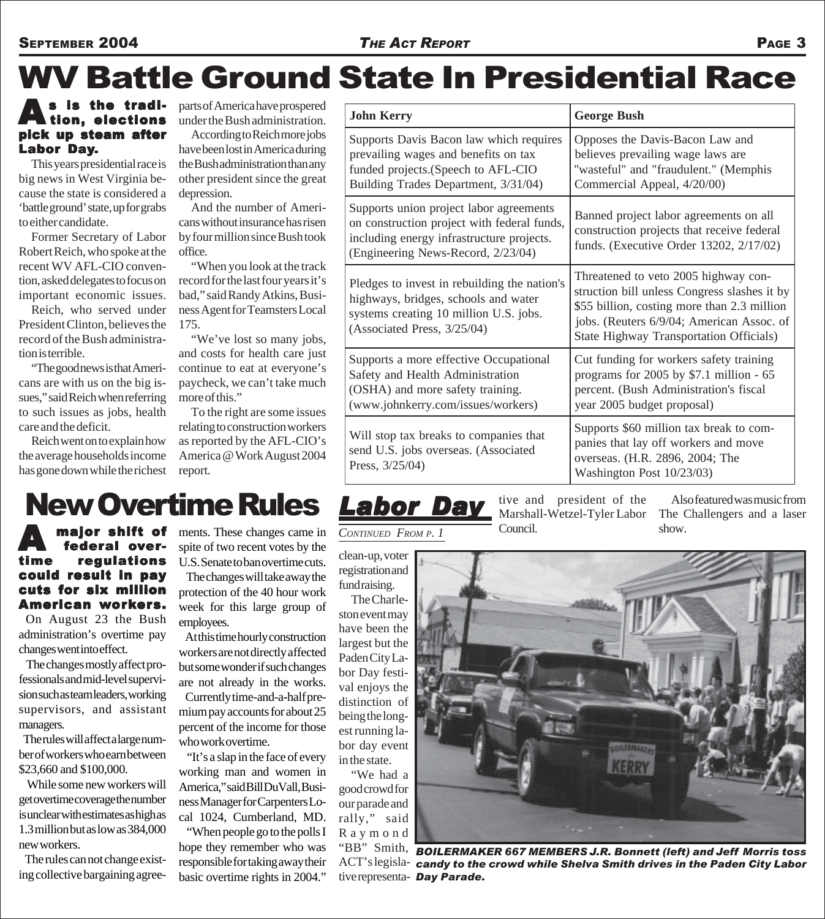# WV Battle Ground State In Presidential Race

**As is the tradition, elections pick up steam after Labor Day.**

This years presidential race is big news in West Virginia because the state is considered a 'battle ground' state, up for grabs to either candidate.

Former Secretary of Labor Robert Reich, who spoke at the recent WV AFL-CIO convention, asked delegates to focus on important economic issues.

Reich, who served under President Clinton, believes the record of the Bush administration is terrible.

"The good news is that Americans are with us on the big issues," said Reich when referring to such issues as jobs, health care and the deficit.

Reich went on to explain how the average households income has gone down while the richest parts of America have prospered under the Bush administration.

According to Reich more jobs have been lost in America during the Bush administration than any other president since the great depression.

And the number of Americans without insurance has risen by four million since Bush took office.

"When you look at the track record for the last four years it's bad," said Randy Atkins, Business Agent for Teamsters Local 175.

"We've lost so many jobs, and costs for health care just continue to eat at everyone's paycheck, we can't take much more of this."

To the right are some issues relating to construction workers as reported by the AFL-CIO's America@Work August 2004 report.

| John Kerry | George Bush |
|---|---|
| Supports Davis Bacon law which requires prevailing wages and benefits on tax funded projects.(Speech to AFL-CIO Building Trades Department, 3/31/04) | Opposes the Davis-Bacon Law and believes prevailing wage laws are "wasteful" and "fraudulent." (Memphis Commercial Appeal, 4/20/00) |
| Supports union project labor agreements on construction project with federal funds, including energy infrastructure projects. (Engineering News-Record, 2/23/04) | Banned project labor agreements on all construction projects that receive federal funds. (Executive Order 13202, 2/17/02) |
| Pledges to invest in rebuilding the nation's highways, bridges, schools and water systems creating 10 million U.S. jobs. (Associated Press, 3/25/04) | Threatened to veto 2005 highway construction bill unless Congress slashes it by $55 billion, costing more than 2.3 million jobs. (Reuters 6/9/04; American Assoc. of State Highway Transportation Officials) |
| Supports a more effective Occupational Safety and Health Administration (OSHA) and more safety training. (www.johnkerry.com/issues/workers) | Cut funding for workers safety training programs for 2005 by $7.1 million - 65 percent. (Bush Administration's fiscal year 2005 budget proposal) |
| Will stop tax breaks to companies that send U.S. jobs overseas. (Associated Press, 3/25/04) | Supports $60 million tax break to companies that lay off workers and move overseas. (H.R. 2896, 2004; The Washington Post 10/23/03) |

# New Overtime Rules

**A major shift of federal overtime regulations could result in pay cuts for six million American workers.**

On August 23 the Bush administration's overtime pay changes went into effect.

The changes mostly affect professionals and mid-level supervision such as team leaders, working supervisors, and assistant managers.

The rules will affect a large number of workers who earn between $23,660 and $100,000.

While some new workers will get overtime coverage the number is unclear with estimates as high as 1.3 million but as low as 384,000 new workers.

The rules can not change existing collective bargaining agreements. These changes came in spite of two recent votes by the U.S. Senate to ban overtime cuts.

The changes will take away the protection of the 40 hour work week for this large group of employees.

At this time hourly construction workers are not directly affected but some wonder if such changes are not already in the works.

Currently time-and-a-half premium pay accounts for about 25 percent of the income for those who work overtime.

"It's a slap in the face of every working man and women in America," said Bill DuVall, Business Manager for Carpenters Local 1024, Cumberland, MD.

"When people go to the polls I hope they remember who was responsible for taking away their basic overtime rights in 2004."

# Labor Day

*CONTINUED FROM P. 1*

clean-up, voter registration and fundraising.

The Charleston event may have been the largest but the Paden City Labor Day festival enjoys the distinction of being the longest running labor day event in the state.

"We had a good crowd for our parade and rally," said Raymond "BB" Smith, ACT's legislative representative and president of the Marshall-Wetzel-Tyler Labor Council.

Also featured was music from The Challengers and a laser show.

***BOILERMAKER 667 MEMBERS J.R. Bonnett (left) and Jeff Morris toss candy to the crowd while Shelva Smith drives in the Paden City Labor Day Parade.***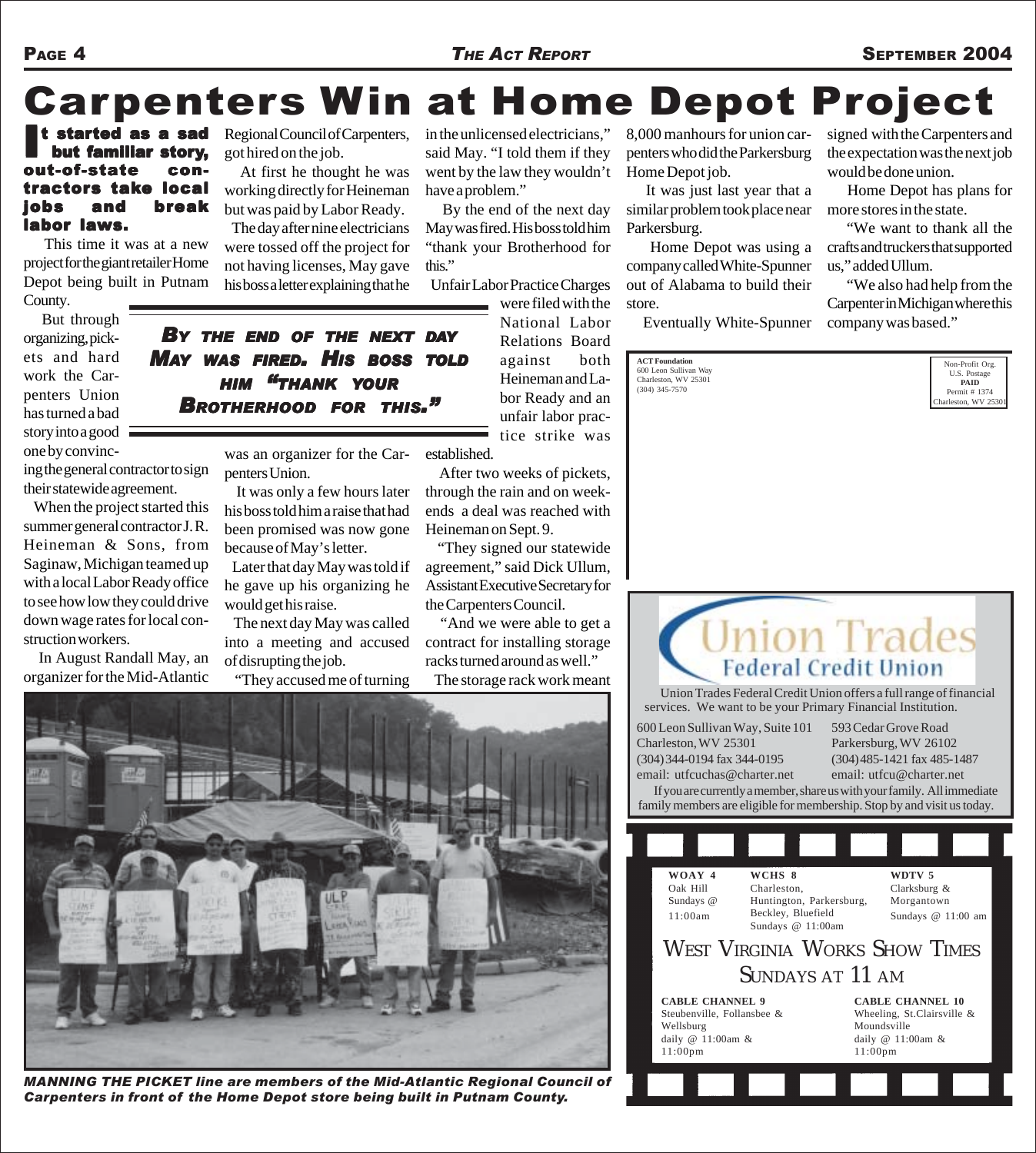# Carpenters Win at Home Depot Project

**It started as a sad but familiar story, out-of-state contractors take local jobs and break labor laws.**

This time it was at a new project for the giant retailer Home Depot being built in Putnam County.

But through organizing, pickets and hard work the Carpenters Union has turned a bad story into a good one by convincing the general contractor to sign their statewide agreement.

When the project started this summer general contractor J.R. Heineman & Sons, from Saginaw, Michigan teamed up with a local Labor Ready office to see how low they could drive down wage rates for local construction workers.

In August Randall May, an organizer for the Mid-Atlantic Regional Council of Carpenters, got hired on the job.

At first he thought he was working directly for Heineman but was paid by Labor Ready.

The day after nine electricians were tossed off the project for not having licenses, May gave his boss a letter explaining that he was an organizer for the Carpenters Union.

It was only a few hours later his boss told him a raise that had been promised was now gone because of May's letter.

Later that day May was told if he gave up his organizing he would get his raise.

The next day May was called into a meeting and accused of disrupting the job.

"They accused me of turning in the unlicensed electricians," said May. "I told them if they went by the law they wouldn't have a problem."

By the end of the next day May was fired. His boss told him "thank your Brotherhood for this."

> ***By the end of the next day May was fired. His boss told him "thank your Brotherhood for this."***

Unfair Labor Practice Charges were filed with the National Labor Relations Board against both Heineman and Labor Ready and an unfair labor practice strike was established.

After two weeks of pickets, through the rain and on weekends a deal was reached with Heineman on Sept. 9.

"They signed our statewide agreement," said Dick Ullum, Assistant Executive Secretary for the Carpenters Council.

"And we were able to get a contract for installing storage racks turned around as well."

The storage rack work meant 8,000 manhours for union carpenters who did the Parkersburg Home Depot job.

It was just last year that a similar problem took place near Parkersburg.

Home Depot was using a company called White-Spunner out of Alabama to build their store.

Eventually White-Spunner signed with the Carpenters and the expectation was the next job would be done union.

Home Depot has plans for more stores in the state.

"We want to thank all the crafts and truckers that supported us," added Ullum.

"We also had help from the Carpenter in Michigan where this company was based."

***MANNING THE PICKET line are members of the Mid-Atlantic Regional Council of Carpenters in front of the Home Depot store being built in Putnam County.***

---

**ACT Foundation**
600 Leon Sullivan Way
Charleston, WV 25301
(304) 345-7570

Non-Profit Org.
U.S. Postage
**PAID**
Permit # 1374
Charleston, WV 25301

---

## Union Trades Federal Credit Union

Union Trades Federal Credit Union offers a full range of financial services. We want to be your Primary Financial Institution.

600 Leon Sullivan Way, Suite 101
Charleston, WV 25301
(304) 344-0194 fax 344-0195
email: utfcuchas@charter.net

593 Cedar Grove Road
Parkersburg, WV 26102
(304) 485-1421 fax 485-1487
email: utfcu@charter.net

If you are currently a member, share us with your family. All immediate family members are eligible for membership. Stop by and visit us today.

---

**WOAY 4**
Oak Hill
Sundays @ 11:00am

**WCHS 8**
Charleston, Huntington, Parkersburg, Beckley, Bluefield
Sundays @ 11:00am

**WDTV 5**
Clarksburg & Morgantown
Sundays @ 11:00 am

## West Virginia Works Show Times
## Sundays at 11 AM

**CABLE CHANNEL 9**
Steubenville, Follansbee & Wellsburg
daily @ 11:00am & 11:00pm

**CABLE CHANNEL 10**
Wheeling, St.Clairsville & Moundsville
daily @ 11:00am & 11:00pm